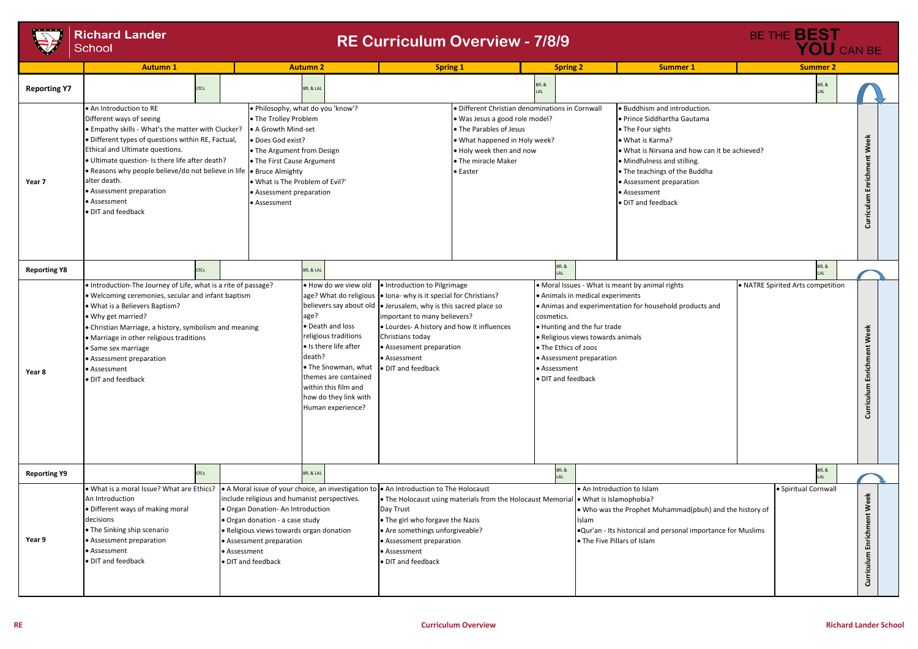# Richard Lander School

## RE Curriculum Overview - 7/8/9

BE THE **BEST YOU** CAN BE

| | Autumn 1 | Autumn 2 | Spring 1 | Spring 2 | Summer 1 | Summer 2 | |
|---|---|---|---|---|---|---|---|
| **Reporting Y7** | CfCs | BfL & LAL | | BfL & LAL | | BfL & LAL | |
| **Year 7** | • An Introduction to RE<br>Different ways of seeing<br>• Empathy skills - What's the matter with Clucker?<br>• Different types of questions within RE, Factual, Ethical and Ultimate questions.<br>• Ultimate question- Is there life after death?<br>• Reasons why people believe/do not believe in life alter death.<br>• Assessment preparation<br>• Assessment<br>• DIT and feedback | • Philosophy, what do you 'know'?<br>• The Trolley Problem<br>• A Growth Mind-set<br>• Does God exist?<br>• The Argument from Design<br>• The First Cause Argument<br>• Bruce Almighty<br>• What is The Problem of Evil?'<br>• Assessment preparation<br>• Assessment | • Different Christian denominations in Cornwall<br>• Was Jesus a good role model?<br>• The Parables of Jesus<br>• What happened in Holy week?<br>• Holy week then and now<br>• The miracle Maker<br>• Easter | | • Buddhism and introduction.<br>• Prince Siddhartha Gautama<br>• The Four sights<br>• What is Karma?<br>• What is Nirvana and how can it be achieved?<br>• Mindfulness and stilling.<br>• The teachings of the Buddha<br>• Assessment preparation<br>• Assessment<br>• DIT and feedback | | Curriculum Enrichment Week |
| **Reporting Y8** | CfCs | BfL & LAL | | BfL & LAL | | BfL & LAL | |
| **Year 8** | • Introduction-The Journey of Life, what is a rite of passage?<br>• Welcoming ceremonies, secular and infant baptism<br>• What is a Believers Baptism?<br>• Why get married?<br>• Christian Marriage, a history, symbolism and meaning<br>• Marriage in other religious traditions<br>• Same sex marriage<br>• Assessment preparation<br>• Assessment<br>• DIT and feedback | • How do we view old age? What do religious believers say about old age?<br>• Death and loss religious traditions<br>• Is there life after death?<br>• The Snowman, what themes are contained within this film and how do they link with Human experience? | • Introduction to Pilgrimage<br>• Iona- why is it special for Christians?<br>• Jerusalem, why is this sacred place so important to many believers?<br>• Lourdes- A history and how it influences Christians today<br>• Assessment preparation<br>• Assessment<br>• DIT and feedback | • Moral Issues - What is meant by animal rights<br>• Animals in medical experiments<br>• Animas and experimentation for household products and cosmetics.<br>• Hunting and the fur trade<br>• Religious views towards animals<br>• The Ethics of zoos<br>• Assessment preparation<br>• Assessment<br>• DIT and feedback | | • NATRE Spirited Arts competition | Curriculum Enrichment Week |
| **Reporting Y9** | CfCs | BfL & LAL | | BfL & LAL | | BfL & LAL | |
| **Year 9** | • What is a moral Issue? What are Ethics? An Introduction<br>• Different ways of making moral decisions<br>• The Sinking ship scenario<br>• Assessment preparation<br>• Assessment<br>• DIT and feedback | • A Moral issue of your choice, an investigation to include religious and humanist perspectives.<br>• Organ Donation- An Introduction<br>• Organ donation - a case study<br>• Religious views towards organ donation<br>• Assessment preparation<br>• Assessment<br>• DIT and feedback | • An Introduction to The Holocaust<br>• The Holocaust using materials from the Holocaust Memorial Day Trust<br>• The girl who forgave the Nazis<br>• Are somethings unforgiveable?<br>• Assessment preparation<br>• Assessment<br>• DIT and feedback | | • An Introduction to Islam<br>• What is Islamophobia?<br>• Who was the Prophet Muhammad(pbuh) and the history of Islam<br>•Qur'an - Its historical and personal importance for Muslims<br>• The Five Pillars of Islam | • Spiritual Cornwall | Curriculum Enrichment Week |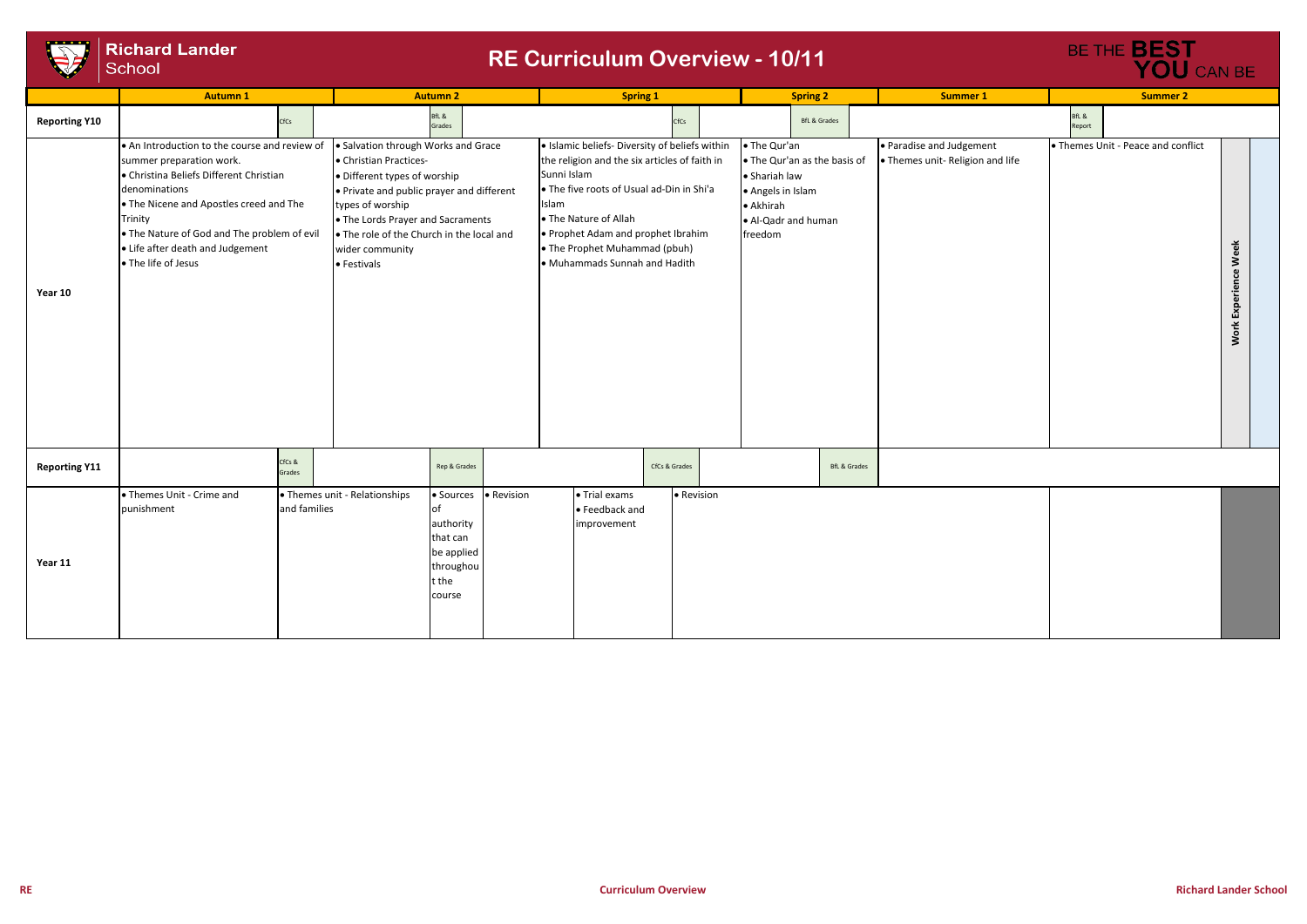# RE Curriculum Overview - 10/11

Richard Lander School

BE THE BEST YOU CAN BE

| | Autumn 1 | Autumn 2 | Spring 1 | Spring 2 | Summer 1 | Summer 2 |
|---|---|---|---|---|---|---|
| **Reporting Y10** | CfCs | BfL & Grades | CfCs | BfL & Grades | | BfL & Report |
| **Year 10** | • An Introduction to the course and review of summer preparation work.<br>• Christina Beliefs Different Christian denominations<br>• The Nicene and Apostles creed and The Trinity<br>• The Nature of God and The problem of evil<br>• Life after death and Judgement<br>• The life of Jesus | • Salvation through Works and Grace<br>• Christian Practices-<br>• Different types of worship<br>• Private and public prayer and different types of worship<br>• The Lords Prayer and Sacraments<br>• The role of the Church in the local and wider community<br>• Festivals | • Islamic beliefs- Diversity of beliefs within the religion and the six articles of faith in Sunni Islam<br>• The five roots of Usual ad-Din in Shi'a Islam<br>• The Nature of Allah<br>• Prophet Adam and prophet Ibrahim<br>• The Prophet Muhammad (pbuh)<br>• Muhammads Sunnah and Hadith | • The Qur'an<br>• The Qur'an as the basis of<br>• Shariah law<br>• Angels in Islam<br>• Akhirah<br>• Al-Qadr and human freedom | • Paradise and Judgement<br>• Themes unit- Religion and life | • Themes Unit - Peace and conflict<br>Work Experience Week |
| **Reporting Y11** | CfCs & Grades | Rep & Grades | CfCs & Grades | BfL & Grades | | |
| **Year 11** | • Themes Unit - Crime and punishment | • Themes unit - Relationships and families<br>• Sources of authority that can be applied throughout the course | • Revision<br>• Trial exams<br>• Feedback and improvement | • Revision | | |

RE | Curriculum Overview | Richard Lander School